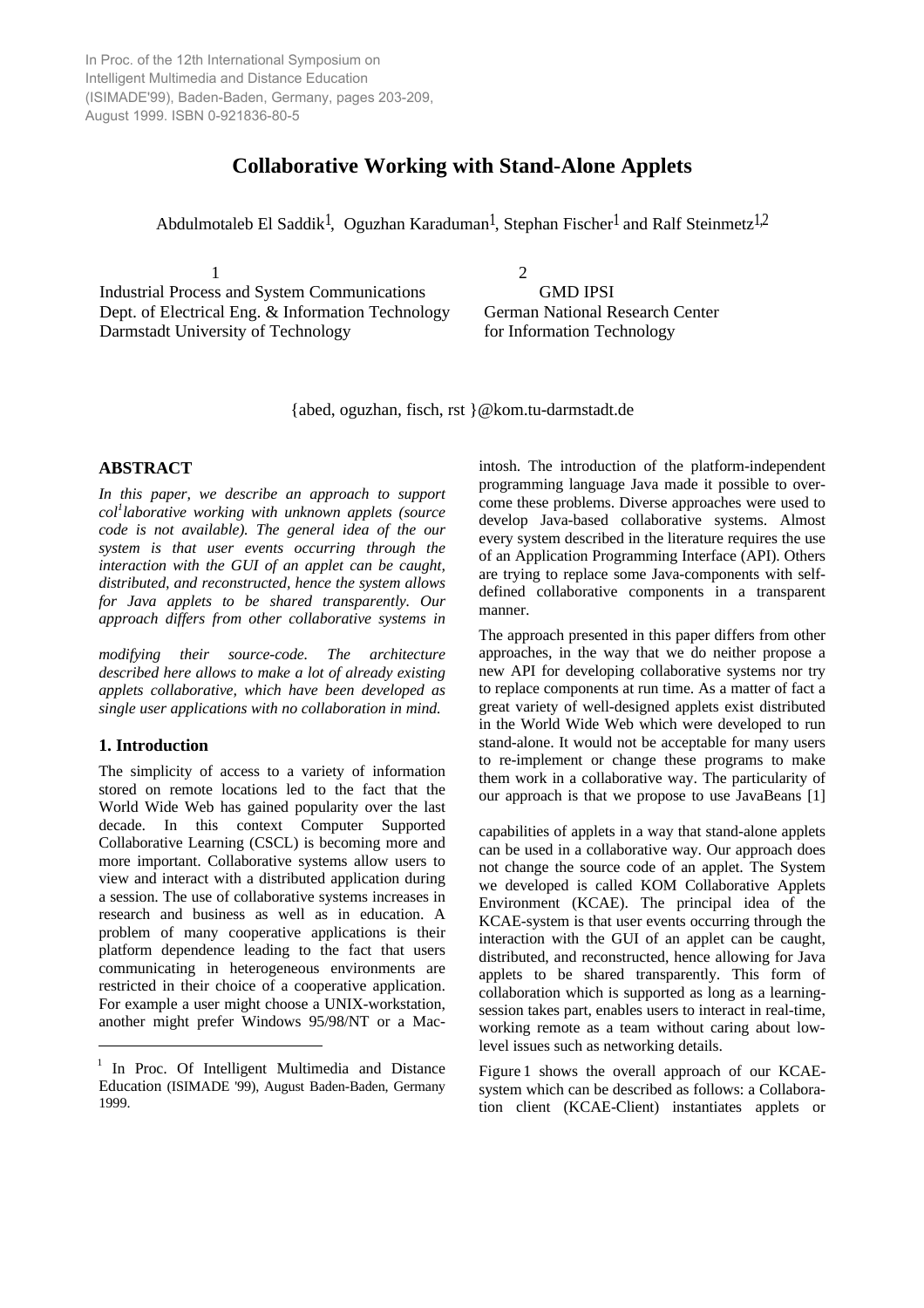In Proc. of the 12th International Symposium on Intelligent Multimedia and Distance Education (ISIMADE'99), Baden-Baden, Germany, pages 203-209, August 1999. ISBN 0-921836-80-5

# Collaborative Working with Stand-Alone Applets

Abdulmotaleb El Saddik[1], Oguzhan Karaduman[1], Stephan Fischer[1] and Ralf Steinmetz[1,2]

1
Industrial Process and System Communications
Dept. of Electrical Eng. & Information Technology
Darmstadt University of Technology

2
GMD IPSI
German National Research Center
for Information Technology

{abed, oguzhan, fisch, rst }@kom.tu-darmstadt.de

## ABSTRACT

*In this paper, we describe an approach to support col[1]laborative working with unknown applets (source code is not available). The general idea of the our system is that user events occurring through the interaction with the GUI of an applet can be caught, distributed, and reconstructed, hence the system allows for Java applets to be shared transparently. Our approach differs from other collaborative systems in*

*modifying their source-code. The architecture described here allows to make a lot of already existing applets collaborative, which have been developed as single user applications with no collaboration in mind.*

## 1. Introduction

The simplicity of access to a variety of information stored on remote locations led to the fact that the World Wide Web has gained popularity over the last decade. In this context Computer Supported Collaborative Learning (CSCL) is becoming more and more important. Collaborative systems allow users to view and interact with a distributed application during a session. The use of collaborative systems increases in research and business as well as in education. A problem of many cooperative applications is their platform dependence leading to the fact that users communicating in heterogeneous environments are restricted in their choice of a cooperative application. For example a user might choose a UNIX-workstation, another might prefer Windows 95/98/NT or a Macintosh. The introduction of the platform-independent programming language Java made it possible to overcome these problems. Diverse approaches were used to develop Java-based collaborative systems. Almost every system described in the literature requires the use of an Application Programming Interface (API). Others are trying to replace some Java-components with self-defined collaborative components in a transparent manner.

The approach presented in this paper differs from other approaches, in the way that we do neither propose a new API for developing collaborative systems nor try to replace components at run time. As a matter of fact a great variety of well-designed applets exist distributed in the World Wide Web which were developed to run stand-alone. It would not be acceptable for many users to re-implement or change these programs to make them work in a collaborative way. The particularity of our approach is that we propose to use JavaBeans [1]

capabilities of applets in a way that stand-alone applets can be used in a collaborative way. Our approach does not change the source code of an applet. The System we developed is called KOM Collaborative Applets Environment (KCAE). The principal idea of the KCAE-system is that user events occurring through the interaction with the GUI of an applet can be caught, distributed, and reconstructed, hence allowing for Java applets to be shared transparently. This form of collaboration which is supported as long as a learning-session takes part, enables users to interact in real-time, working remote as a team without caring about low-level issues such as networking details.

Figure 1 shows the overall approach of our KCAE-system which can be described as follows: a Collaboration client (KCAE-Client) instantiates applets or

[1] In Proc. Of Intelligent Multimedia and Distance Education (ISIMADE '99), August Baden-Baden, Germany 1999.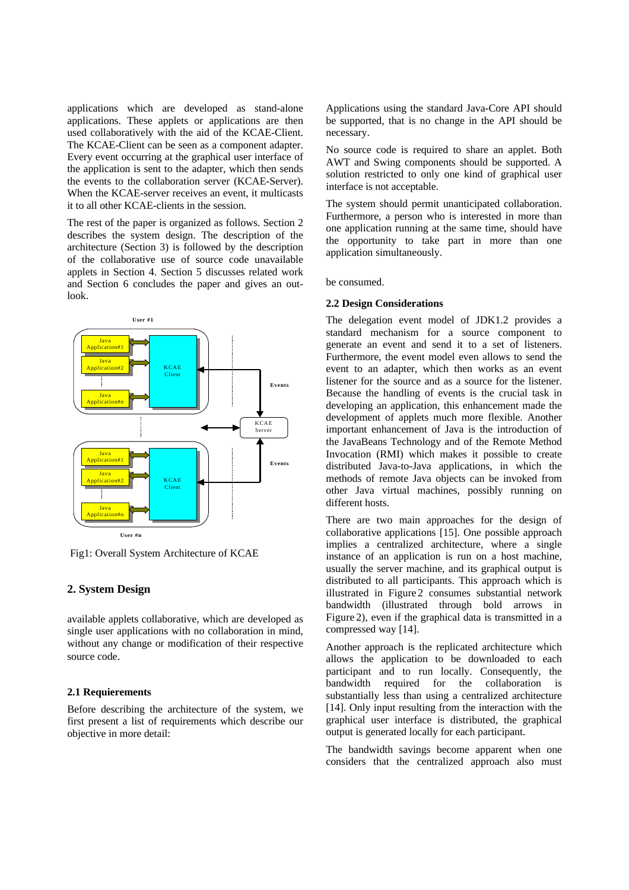applications which are developed as stand-alone applications. These applets or applications are then used collaboratively with the aid of the KCAE-Client. The KCAE-Client can be seen as a component adapter. Every event occurring at the graphical user interface of the application is sent to the adapter, which then sends the events to the collaboration server (KCAE-Server). When the KCAE-server receives an event, it multicasts it to all other KCAE-clients in the session.

The rest of the paper is organized as follows. Section 2 describes the system design. The description of the architecture (Section 3) is followed by the description of the collaborative use of source code unavailable applets in Section 4. Section 5 discusses related work and Section 6 concludes the paper and gives an outlook.

Fig1: Overall System Architecture of KCAE

## 2. System Design

available applets collaborative, which are developed as single user applications with no collaboration in mind, without any change or modification of their respective source code.

### 2.1 Requierements

Before describing the architecture of the system, we first present a list of requirements which describe our objective in more detail:

Applications using the standard Java-Core API should be supported, that is no change in the API should be necessary.

No source code is required to share an applet. Both AWT and Swing components should be supported. A solution restricted to only one kind of graphical user interface is not acceptable.

The system should permit unanticipated collaboration. Furthermore, a person who is interested in more than one application running at the same time, should have the opportunity to take part in more than one application simultaneously.

be consumed.

### 2.2 Design Considerations

The delegation event model of JDK1.2 provides a standard mechanism for a source component to generate an event and send it to a set of listeners. Furthermore, the event model even allows to send the event to an adapter, which then works as an event listener for the source and as a source for the listener. Because the handling of events is the crucial task in developing an application, this enhancement made the development of applets much more flexible. Another important enhancement of Java is the introduction of the JavaBeans Technology and of the Remote Method Invocation (RMI) which makes it possible to create distributed Java-to-Java applications, in which the methods of remote Java objects can be invoked from other Java virtual machines, possibly running on different hosts.

There are two main approaches for the design of collaborative applications [15]. One possible approach implies a centralized architecture, where a single instance of an application is run on a host machine, usually the server machine, and its graphical output is distributed to all participants. This approach which is illustrated in Figure 2 consumes substantial network bandwidth (illustrated through bold arrows in Figure 2), even if the graphical data is transmitted in a compressed way [14].

Another approach is the replicated architecture which allows the application to be downloaded to each participant and to run locally. Consequently, the bandwidth required for the collaboration is substantially less than using a centralized architecture [14]. Only input resulting from the interaction with the graphical user interface is distributed, the graphical output is generated locally for each participant.

The bandwidth savings become apparent when one considers that the centralized approach also must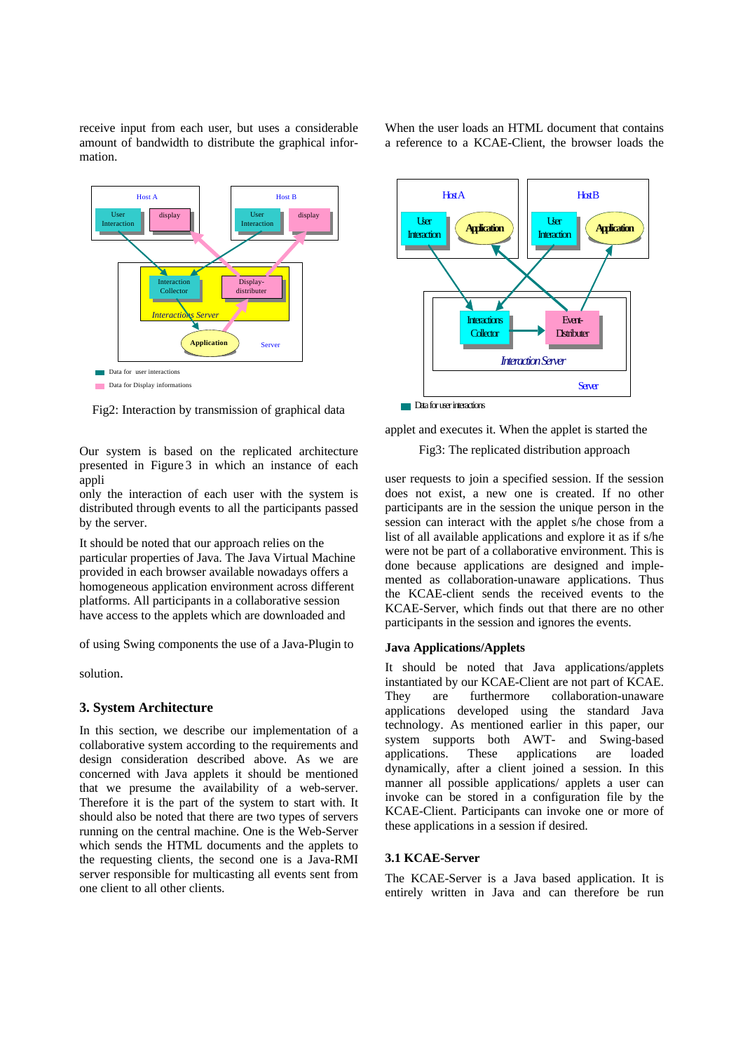receive input from each user, but uses a considerable amount of bandwidth to distribute the graphical information.

Fig2: Interaction by transmission of graphical data

Our system is based on the replicated architecture presented in Figure 3 in which an instance of each appli
only the interaction of each user with the system is distributed through events to all the participants passed by the server.

It should be noted that our approach relies on the particular properties of Java. The Java Virtual Machine provided in each browser available nowadays offers a homogeneous application environment across different platforms. All participants in a collaborative session have access to the applets which are downloaded and

of using Swing components the use of a Java-Plugin to

solution.

## 3. System Architecture

In this section, we describe our implementation of a collaborative system according to the requirements and design consideration described above. As we are concerned with Java applets it should be mentioned that we presume the availability of a web-server. Therefore it is the part of the system to start with. It should also be noted that there are two types of servers running on the central machine. One is the Web-Server which sends the HTML documents and the applets to the requesting clients, the second one is a Java-RMI server responsible for multicasting all events sent from one client to all other clients.

When the user loads an HTML document that contains a reference to a KCAE-Client, the browser loads the

applet and executes it. When the applet is started the

Fig3: The replicated distribution approach

user requests to join a specified session. If the session does not exist, a new one is created. If no other participants are in the session the unique person in the session can interact with the applet s/he chose from a list of all available applications and explore it as if s/he were not be part of a collaborative environment. This is done because applications are designed and implemented as collaboration-unaware applications. Thus the KCAE-client sends the received events to the KCAE-Server, which finds out that there are no other participants in the session and ignores the events.

### Java Applications/Applets

It should be noted that Java applications/applets instantiated by our KCAE-Client are not part of KCAE. They are furthermore collaboration-unaware applications developed using the standard Java technology. As mentioned earlier in this paper, our system supports both AWT- and Swing-based applications. These applications are loaded dynamically, after a client joined a session. In this manner all possible applications/ applets a user can invoke can be stored in a configuration file by the KCAE-Client. Participants can invoke one or more of these applications in a session if desired.

### 3.1 KCAE-Server

The KCAE-Server is a Java based application. It is entirely written in Java and can therefore be run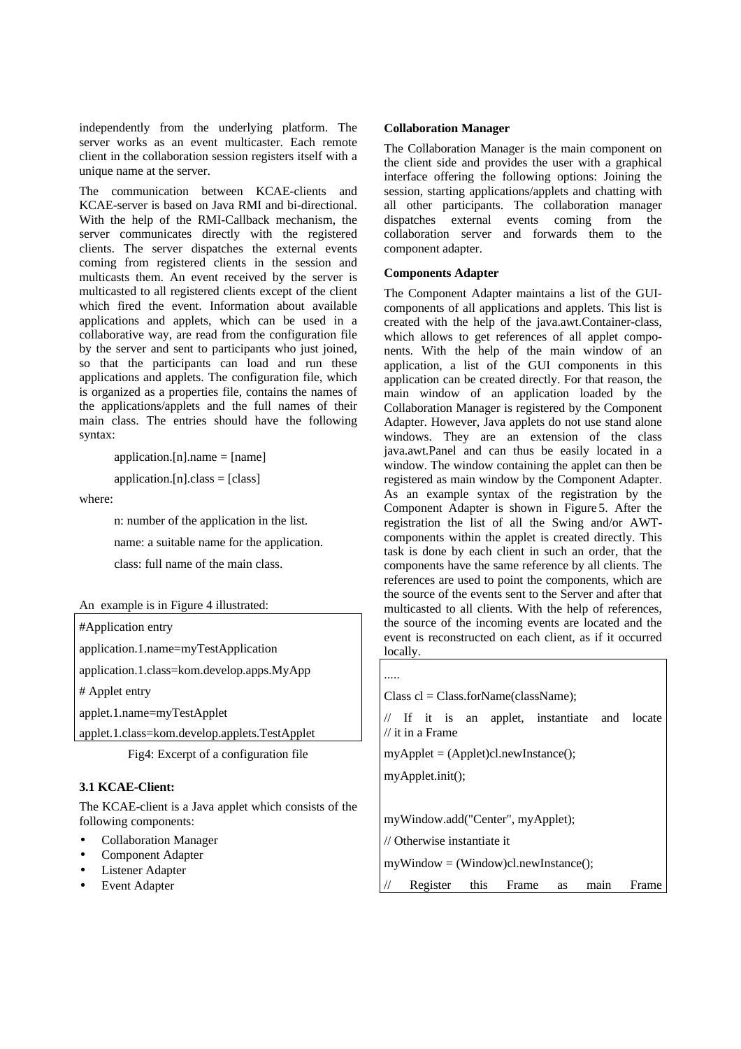independently from the underlying platform. The server works as an event multicaster. Each remote client in the collaboration session registers itself with a unique name at the server.

The communication between KCAE-clients and KCAE-server is based on Java RMI and bi-directional. With the help of the RMI-Callback mechanism, the server communicates directly with the registered clients. The server dispatches the external events coming from registered clients in the session and multicasts them. An event received by the server is multicasted to all registered clients except of the client which fired the event. Information about available applications and applets, which can be used in a collaborative way, are read from the configuration file by the server and sent to participants who just joined, so that the participants can load and run these applications and applets. The configuration file, which is organized as a properties file, contains the names of the applications/applets and the full names of their main class. The entries should have the following syntax:

application.[n].name = [name]

application.[n].class = [class]

where:

n: number of the application in the list.

name: a suitable name for the application.

class: full name of the main class.

An example is in Figure 4 illustrated:

```
#Application entry
application.1.name=myTestApplication
application.1.class=kom.develop.apps.MyApp
# Applet entry
applet.1.name=myTestApplet
applet.1.class=kom.develop.applets.TestApplet
```

Fig4: Excerpt of a configuration file

### 3.1 KCAE-Client:

The KCAE-client is a Java applet which consists of the following components:

- Collaboration Manager
- Component Adapter
- Listener Adapter
- Event Adapter

**Collaboration Manager**

The Collaboration Manager is the main component on the client side and provides the user with a graphical interface offering the following options: Joining the session, starting applications/applets and chatting with all other participants. The collaboration manager dispatches external events coming from the collaboration server and forwards them to the component adapter.

**Components Adapter**

The Component Adapter maintains a list of the GUI-components of all applications and applets. This list is created with the help of the java.awt.Container-class, which allows to get references of all applet components. With the help of the main window of an application, a list of the GUI components in this application can be created directly. For that reason, the main window of an application loaded by the Collaboration Manager is registered by the Component Adapter. However, Java applets do not use stand alone windows. They are an extension of the class java.awt.Panel and can thus be easily located in a window. The window containing the applet can then be registered as main window by the Component Adapter. As an example syntax of the registration by the Component Adapter is shown in Figure 5. After the registration the list of all the Swing and/or AWT-components within the applet is created directly. This task is done by each client in such an order, that the components have the same reference by all clients. The references are used to point the components, which are the source of the events sent to the Server and after that multicasted to all clients. With the help of references, the source of the incoming events are located and the event is reconstructed on each client, as if it occurred locally.

```
.....
Class cl = Class.forName(className);
// If it is an applet, instantiate and locate
// it in a Frame
myApplet = (Applet)cl.newInstance();
myApplet.init();

myWindow.add("Center", myApplet);
// Otherwise instantiate it
myWindow = (Window)cl.newInstance();
// Register this Frame as main Frame
```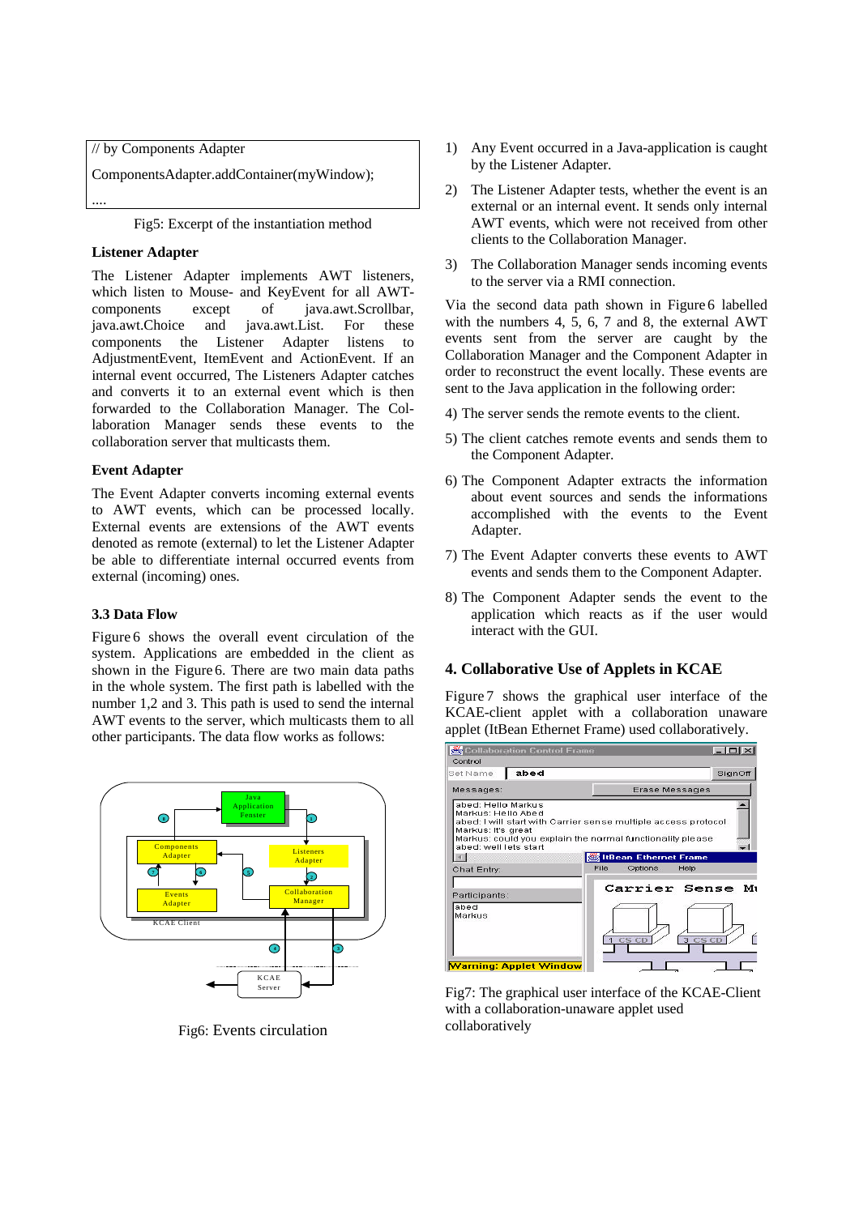```
// by Components Adapter
ComponentsAdapter.addContainer(myWindow);
....
```

Fig5: Excerpt of the instantiation method

**Listener Adapter**

The Listener Adapter implements AWT listeners, which listen to Mouse- and KeyEvent for all AWT-components except of java.awt.Scrollbar, java.awt.Choice and java.awt.List. For these components the Listener Adapter listens to AdjustmentEvent, ItemEvent and ActionEvent. If an internal event occurred, The Listeners Adapter catches and converts it to an external event which is then forwarded to the Collaboration Manager. The Collaboration Manager sends these events to the collaboration server that multicasts them.

**Event Adapter**

The Event Adapter converts incoming external events to AWT events, which can be processed locally. External events are extensions of the AWT events denoted as remote (external) to let the Listener Adapter be able to differentiate internal occurred events from external (incoming) ones.

### 3.3 Data Flow

Figure 6 shows the overall event circulation of the system. Applications are embedded in the client as shown in the Figure 6. There are two main data paths in the whole system. The first path is labelled with the number 1,2 and 3. This path is used to send the internal AWT events to the server, which multicasts them to all other participants. The data flow works as follows:

Fig6: Events circulation

1) Any Event occurred in a Java-application is caught by the Listener Adapter.
2) The Listener Adapter tests, whether the event is an external or an internal event. It sends only internal AWT events, which were not received from other clients to the Collaboration Manager.
3) The Collaboration Manager sends incoming events to the server via a RMI connection.

Via the second data path shown in Figure 6 labelled with the numbers 4, 5, 6, 7 and 8, the external AWT events sent from the server are caught by the Collaboration Manager and the Component Adapter in order to reconstruct the event locally. These events are sent to the Java application in the following order:

4) The server sends the remote events to the client.
5) The client catches remote events and sends them to the Component Adapter.
6) The Component Adapter extracts the information about event sources and sends the informations accomplished with the events to the Event Adapter.
7) The Event Adapter converts these events to AWT events and sends them to the Component Adapter.
8) The Component Adapter sends the event to the application which reacts as if the user would interact with the GUI.

## 4. Collaborative Use of Applets in KCAE

Figure 7 shows the graphical user interface of the KCAE-client applet with a collaboration unaware applet (ItBean Ethernet Frame) used collaboratively.

Fig7: The graphical user interface of the KCAE-Client with a collaboration-unaware applet used collaboratively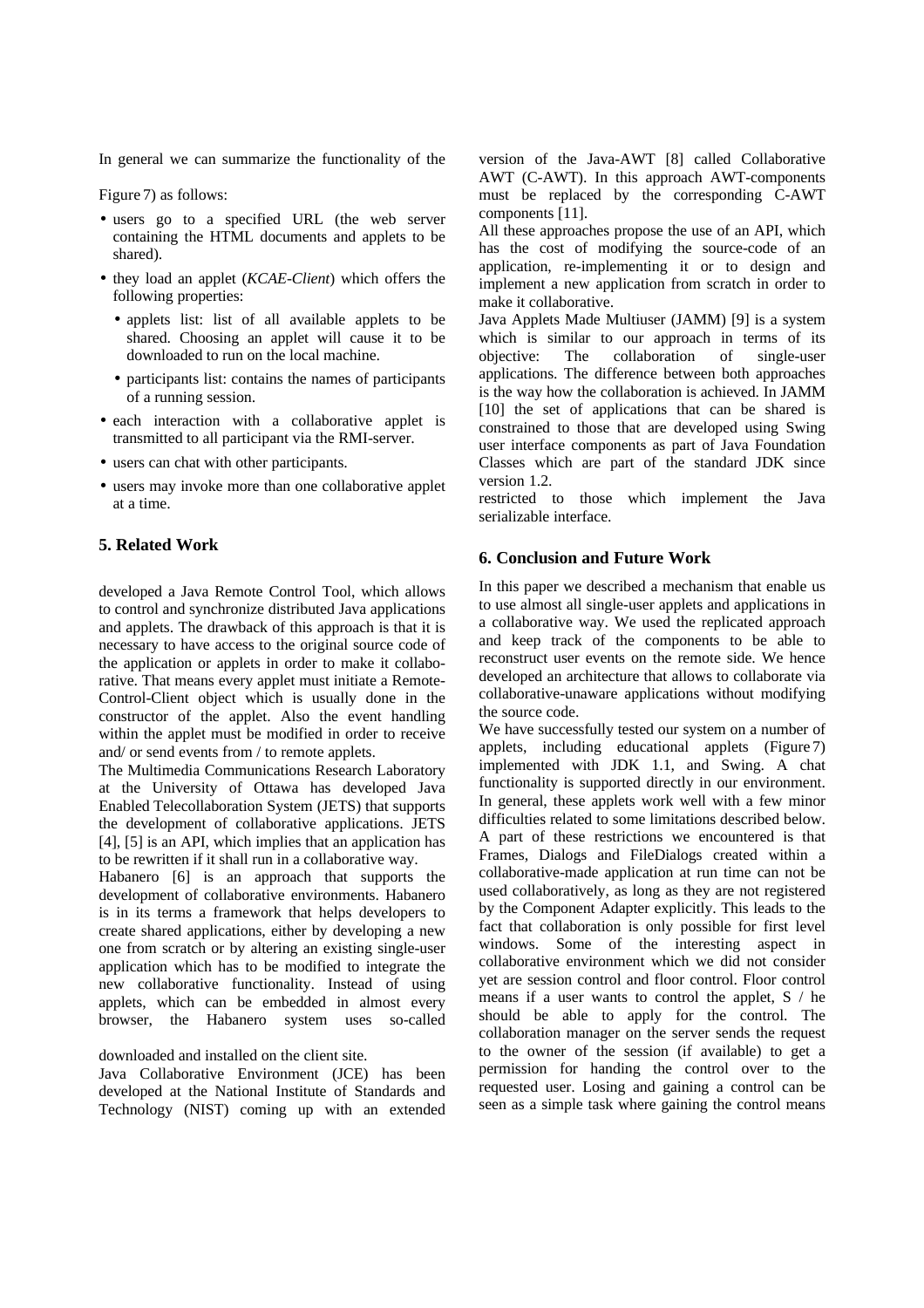In general we can summarize the functionality of the

Figure 7) as follows:

- users go to a specified URL (the web server containing the HTML documents and applets to be shared).
- they load an applet (*KCAE-Client*) which offers the following properties:
  - applets list: list of all available applets to be shared. Choosing an applet will cause it to be downloaded to run on the local machine.
  - participants list: contains the names of participants of a running session.
- each interaction with a collaborative applet is transmitted to all participant via the RMI-server.
- users can chat with other participants.
- users may invoke more than one collaborative applet at a time.

## 5. Related Work

developed a Java Remote Control Tool, which allows to control and synchronize distributed Java applications and applets. The drawback of this approach is that it is necessary to have access to the original source code of the application or applets in order to make it collaborative. That means every applet must initiate a Remote-Control-Client object which is usually done in the constructor of the applet. Also the event handling within the applet must be modified in order to receive and/ or send events from / to remote applets.

The Multimedia Communications Research Laboratory at the University of Ottawa has developed Java Enabled Telecollaboration System (JETS) that supports the development of collaborative applications. JETS [4], [5] is an API, which implies that an application has to be rewritten if it shall run in a collaborative way.

Habanero [6] is an approach that supports the development of collaborative environments. Habanero is in its terms a framework that helps developers to create shared applications, either by developing a new one from scratch or by altering an existing single-user application which has to be modified to integrate the new collaborative functionality. Instead of using applets, which can be embedded in almost every browser, the Habanero system uses so-called

downloaded and installed on the client site.

Java Collaborative Environment (JCE) has been developed at the National Institute of Standards and Technology (NIST) coming up with an extended version of the Java-AWT [8] called Collaborative AWT (C-AWT). In this approach AWT-components must be replaced by the corresponding C-AWT components [11].

All these approaches propose the use of an API, which has the cost of modifying the source-code of an application, re-implementing it or to design and implement a new application from scratch in order to make it collaborative.

Java Applets Made Multiuser (JAMM) [9] is a system which is similar to our approach in terms of its objective: The collaboration of single-user applications. The difference between both approaches is the way how the collaboration is achieved. In JAMM [10] the set of applications that can be shared is constrained to those that are developed using Swing user interface components as part of Java Foundation Classes which are part of the standard JDK since version 1.2.

restricted to those which implement the Java serializable interface.

## 6. Conclusion and Future Work

In this paper we described a mechanism that enable us to use almost all single-user applets and applications in a collaborative way. We used the replicated approach and keep track of the components to be able to reconstruct user events on the remote side. We hence developed an architecture that allows to collaborate via collaborative-unaware applications without modifying the source code.

We have successfully tested our system on a number of applets, including educational applets (Figure 7) implemented with JDK 1.1, and Swing. A chat functionality is supported directly in our environment. In general, these applets work well with a few minor difficulties related to some limitations described below. A part of these restrictions we encountered is that Frames, Dialogs and FileDialogs created within a collaborative-made application at run time can not be used collaboratively, as long as they are not registered by the Component Adapter explicitly. This leads to the fact that collaboration is only possible for first level windows. Some of the interesting aspect in collaborative environment which we did not consider yet are session control and floor control. Floor control means if a user wants to control the applet, S / he should be able to apply for the control. The collaboration manager on the server sends the request to the owner of the session (if available) to get a permission for handing the control over to the requested user. Losing and gaining a control can be seen as a simple task where gaining the control means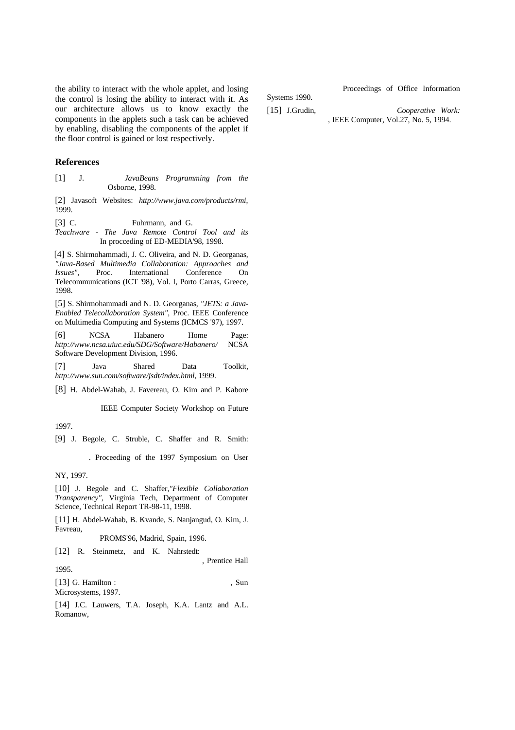the ability to interact with the whole applet, and losing the control is losing the ability to interact with it. As our architecture allows us to know exactly the components in the applets such a task can be achieved by enabling, disabling the components of the applet if the floor control is gained or lost respectively.

## References

[1] J. *JavaBeans Programming from the* Osborne, 1998.

[2] Javasoft Websites: *http://www.java.com/products/rmi*, 1999.

[3] C. Fuhrmann, and G. *Teachware - The Java Remote Control Tool and its* In procceding of ED-MEDIA'98, 1998.

[4] S. Shirmohammadi, J. C. Oliveira, and N. D. Georganas, *"Java-Based Multimedia Collaboration: Approaches and Issues"*, Proc. International Conference On Telecommunications (ICT '98), Vol. I, Porto Carras, Greece, 1998.

[5] S. Shirmohammadi and N. D. Georganas, *"JETS: a Java-Enabled Telecollaboration System"*, Proc. IEEE Conference on Multimedia Computing and Systems (ICMCS '97), 1997.

[6] NCSA Habanero Home Page: *http://www.ncsa.uiuc.edu/SDG/Software/Habanero/* NCSA Software Development Division, 1996.

[7] Java Shared Data Toolkit, *http://www.sun.com/software/jsdt/index.html*, 1999.

[8] H. Abdel-Wahab, J. Favereau, O. Kim and P. Kabore

IEEE Computer Society Workshop on Future

1997.

[9] J. Begole, C. Struble, C. Shaffer and R. Smith:

. Proceeding of the 1997 Symposium on User

NY, 1997.

[10] J. Begole and C. Shaffer,*"Flexible Collaboration Transparency"*, Virginia Tech, Department of Computer Science, Technical Report TR-98-11, 1998.

[11] H. Abdel-Wahab, B. Kvande, S. Nanjangud, O. Kim, J. Favreau,

PROMS'96, Madrid, Spain, 1996.

[12] R. Steinmetz, and K. Nahrstedt:

, Prentice Hall

1995.

[13] G. Hamilton : , Sun Microsystems, 1997.

[14] J.C. Lauwers, T.A. Joseph, K.A. Lantz and A.L. Romanow,

Proceedings of Office Information Systems 1990.

[15] J.Grudin, *Cooperative Work:* , IEEE Computer, Vol.27, No. 5, 1994.